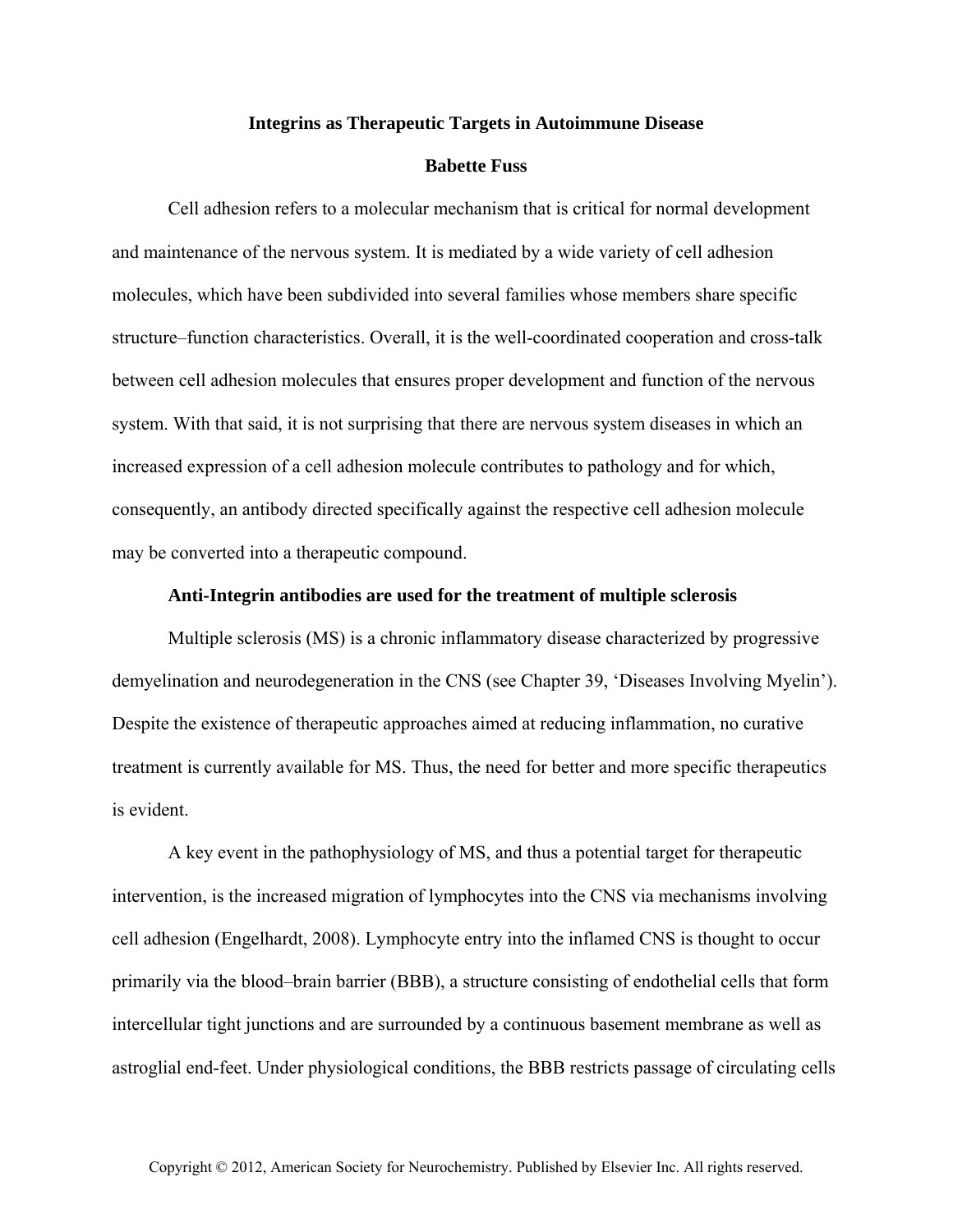# Integrins as Therapeutic Targets in Autoimmune Disease

**Babette Fuss**

Cell adhesion refers to a molecular mechanism that is critical for normal development and maintenance of the nervous system. It is mediated by a wide variety of cell adhesion molecules, which have been subdivided into several families whose members share specific structure–function characteristics. Overall, it is the well-coordinated cooperation and cross-talk between cell adhesion molecules that ensures proper development and function of the nervous system. With that said, it is not surprising that there are nervous system diseases in which an increased expression of a cell adhesion molecule contributes to pathology and for which, consequently, an antibody directed specifically against the respective cell adhesion molecule may be converted into a therapeutic compound.

## Anti-Integrin antibodies are used for the treatment of multiple sclerosis

Multiple sclerosis (MS) is a chronic inflammatory disease characterized by progressive demyelination and neurodegeneration in the CNS (see Chapter 39, 'Diseases Involving Myelin'). Despite the existence of therapeutic approaches aimed at reducing inflammation, no curative treatment is currently available for MS. Thus, the need for better and more specific therapeutics is evident.

A key event in the pathophysiology of MS, and thus a potential target for therapeutic intervention, is the increased migration of lymphocytes into the CNS via mechanisms involving cell adhesion (Engelhardt, 2008). Lymphocyte entry into the inflamed CNS is thought to occur primarily via the blood–brain barrier (BBB), a structure consisting of endothelial cells that form intercellular tight junctions and are surrounded by a continuous basement membrane as well as astroglial end-feet. Under physiological conditions, the BBB restricts passage of circulating cells

Copyright © 2012, American Society for Neurochemistry. Published by Elsevier Inc. All rights reserved.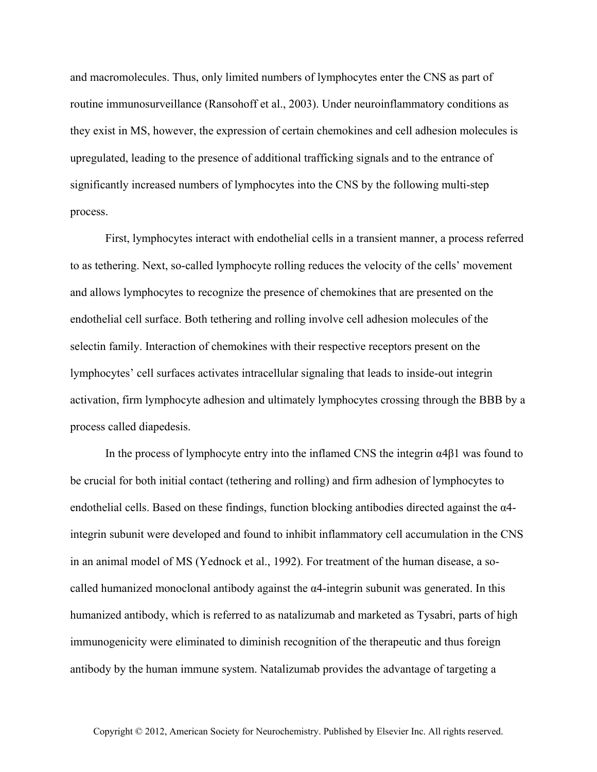and macromolecules. Thus, only limited numbers of lymphocytes enter the CNS as part of routine immunosurveillance (Ransohoff et al., 2003). Under neuroinflammatory conditions as they exist in MS, however, the expression of certain chemokines and cell adhesion molecules is upregulated, leading to the presence of additional trafficking signals and to the entrance of significantly increased numbers of lymphocytes into the CNS by the following multi-step process.

First, lymphocytes interact with endothelial cells in a transient manner, a process referred to as tethering. Next, so-called lymphocyte rolling reduces the velocity of the cells' movement and allows lymphocytes to recognize the presence of chemokines that are presented on the endothelial cell surface. Both tethering and rolling involve cell adhesion molecules of the selectin family. Interaction of chemokines with their respective receptors present on the lymphocytes' cell surfaces activates intracellular signaling that leads to inside-out integrin activation, firm lymphocyte adhesion and ultimately lymphocytes crossing through the BBB by a process called diapedesis.

In the process of lymphocyte entry into the inflamed CNS the integrin α4β1 was found to be crucial for both initial contact (tethering and rolling) and firm adhesion of lymphocytes to endothelial cells. Based on these findings, function blocking antibodies directed against the α4-integrin subunit were developed and found to inhibit inflammatory cell accumulation in the CNS in an animal model of MS (Yednock et al., 1992). For treatment of the human disease, a so-called humanized monoclonal antibody against the α4-integrin subunit was generated. In this humanized antibody, which is referred to as natalizumab and marketed as Tysabri, parts of high immunogenicity were eliminated to diminish recognition of the therapeutic and thus foreign antibody by the human immune system. Natalizumab provides the advantage of targeting a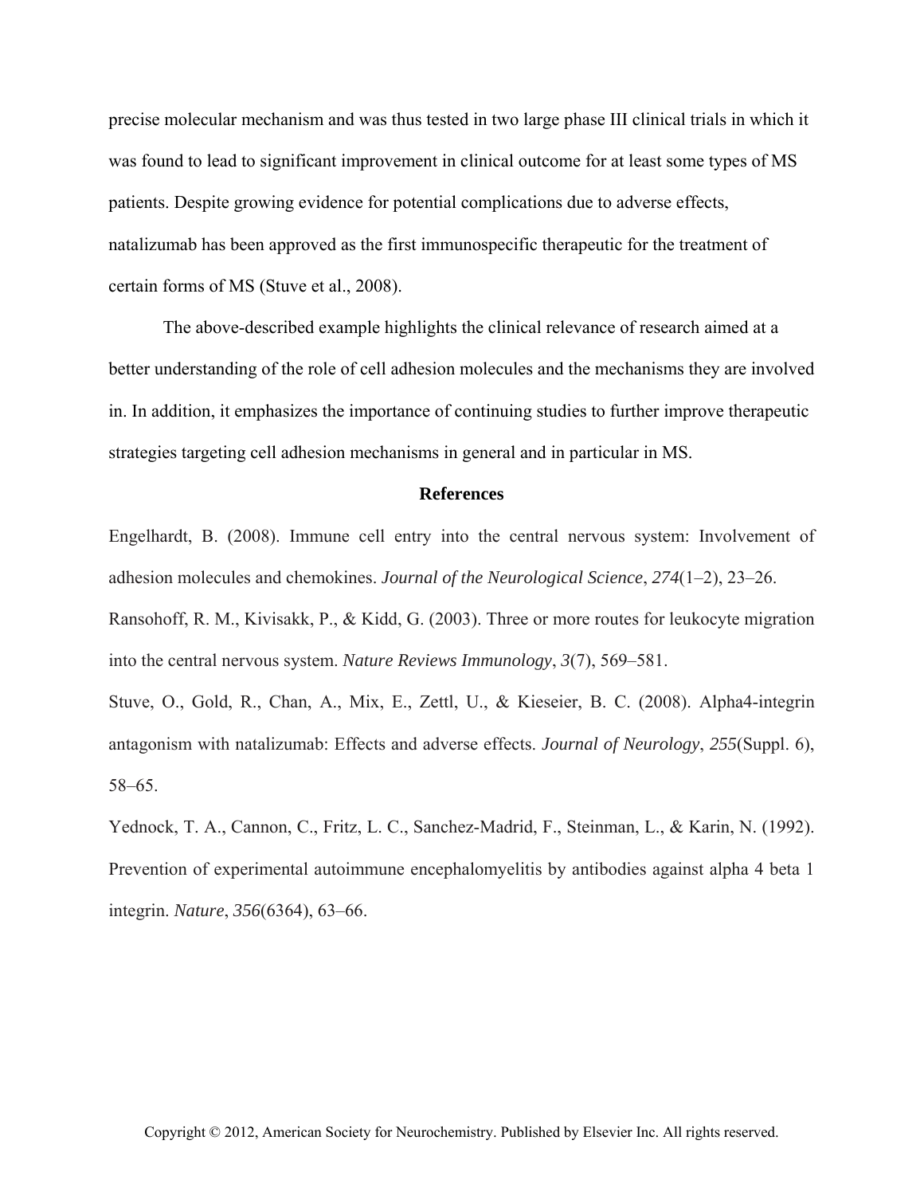precise molecular mechanism and was thus tested in two large phase III clinical trials in which it was found to lead to significant improvement in clinical outcome for at least some types of MS patients. Despite growing evidence for potential complications due to adverse effects, natalizumab has been approved as the first immunospecific therapeutic for the treatment of certain forms of MS (Stuve et al., 2008).

The above-described example highlights the clinical relevance of research aimed at a better understanding of the role of cell adhesion molecules and the mechanisms they are involved in. In addition, it emphasizes the importance of continuing studies to further improve therapeutic strategies targeting cell adhesion mechanisms in general and in particular in MS.

## References

Engelhardt, B. (2008). Immune cell entry into the central nervous system: Involvement of adhesion molecules and chemokines. *Journal of the Neurological Science*, *274*(1–2), 23–26.

Ransohoff, R. M., Kivisakk, P., & Kidd, G. (2003). Three or more routes for leukocyte migration into the central nervous system. *Nature Reviews Immunology*, *3*(7), 569–581.

Stuve, O., Gold, R., Chan, A., Mix, E., Zettl, U., & Kieseier, B. C. (2008). Alpha4-integrin antagonism with natalizumab: Effects and adverse effects. *Journal of Neurology*, *255*(Suppl. 6), 58–65.

Yednock, T. A., Cannon, C., Fritz, L. C., Sanchez-Madrid, F., Steinman, L., & Karin, N. (1992). Prevention of experimental autoimmune encephalomyelitis by antibodies against alpha 4 beta 1 integrin. *Nature*, *356*(6364), 63–66.

Copyright © 2012, American Society for Neurochemistry. Published by Elsevier Inc. All rights reserved.